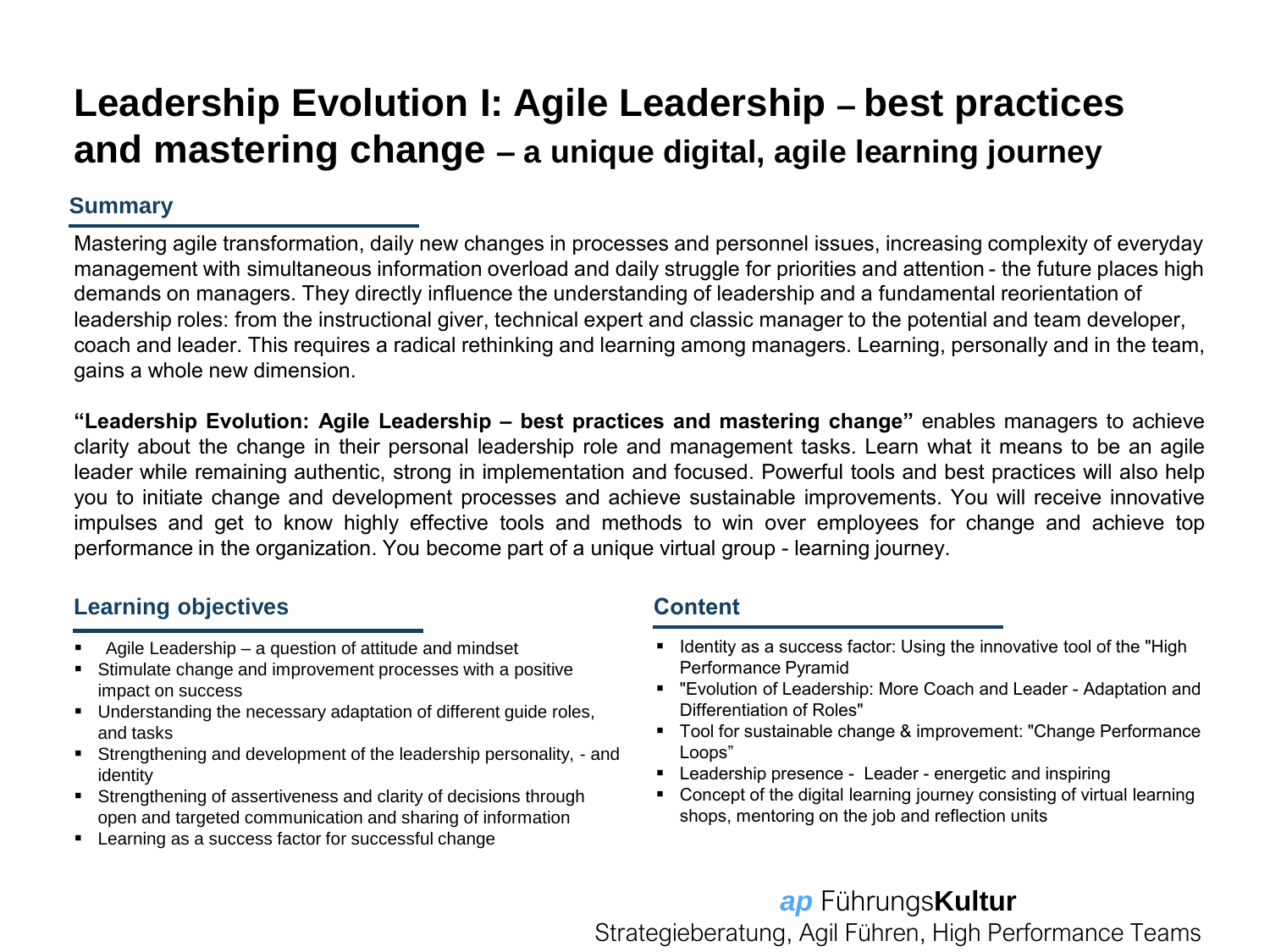# Leadership Evolution I: Agile Leadership – best practices and mastering change – a unique digital, agile learning journey

## Summary

Mastering agile transformation, daily new changes in processes and personnel issues, increasing complexity of everyday management with simultaneous information overload and daily struggle for priorities and attention - the future places high demands on managers. They directly influence the understanding of leadership and a fundamental reorientation of leadership roles: from the instructional giver, technical expert and classic manager to the potential and team developer, coach and leader. This requires a radical rethinking and learning among managers. Learning, personally and in the team, gains a whole new dimension.

**“Leadership Evolution: Agile Leadership – best practices and mastering change”** enables managers to achieve clarity about the change in their personal leadership role and management tasks. Learn what it means to be an agile leader while remaining authentic, strong in implementation and focused. Powerful tools and best practices will also help you to initiate change and development processes and achieve sustainable improvements. You will receive innovative impulses and get to know highly effective tools and methods to win over employees for change and achieve top performance in the organization. You become part of a unique virtual group - learning journey.

## Learning objectives

- Agile Leadership – a question of attitude and mindset
- Stimulate change and improvement processes with a positive impact on success
- Understanding the necessary adaptation of different guide roles, and tasks
- Strengthening and development of the leadership personality, - and identity
- Strengthening of assertiveness and clarity of decisions through open and targeted communication and sharing of information
- Learning as a success factor for successful change

## Content

- Identity as a success factor: Using the innovative tool of the "High Performance Pyramid
- "Evolution of Leadership: More Coach and Leader - Adaptation and Differentiation of Roles"
- Tool for sustainable change & improvement: "Change Performance Loops”
- Leadership presence - Leader - energetic and inspiring
- Concept of the digital learning journey consisting of virtual learning shops, mentoring on the job and reflection units

*ap* Führungs**Kultur**
Strategieberatung, Agil Führen, High Performance Teams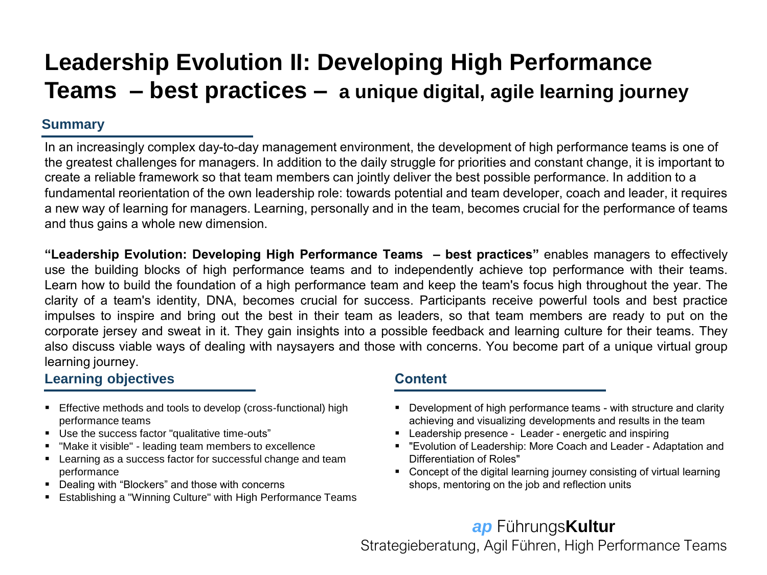# Leadership Evolution II: Developing High Performance Teams – best practices – a unique digital, agile learning journey

## Summary

In an increasingly complex day-to-day management environment, the development of high performance teams is one of the greatest challenges for managers. In addition to the daily struggle for priorities and constant change, it is important to create a reliable framework so that team members can jointly deliver the best possible performance. In addition to a fundamental reorientation of the own leadership role: towards potential and team developer, coach and leader, it requires a new way of learning for managers. Learning, personally and in the team, becomes crucial for the performance of teams and thus gains a whole new dimension.

**"Leadership Evolution: Developing High Performance Teams – best practices"** enables managers to effectively use the building blocks of high performance teams and to independently achieve top performance with their teams. Learn how to build the foundation of a high performance team and keep the team's focus high throughout the year. The clarity of a team's identity, DNA, becomes crucial for success. Participants receive powerful tools and best practice impulses to inspire and bring out the best in their team as leaders, so that team members are ready to put on the corporate jersey and sweat in it. They gain insights into a possible feedback and learning culture for their teams. They also discuss viable ways of dealing with naysayers and those with concerns. You become part of a unique virtual group learning journey.

## Learning objectives

- Effective methods and tools to develop (cross-functional) high performance teams
- Use the success factor "qualitative time-outs"
- "Make it visible" - leading team members to excellence
- Learning as a success factor for successful change and team performance
- Dealing with "Blockers" and those with concerns
- Establishing a "Winning Culture" with High Performance Teams

## Content

- Development of high performance teams - with structure and clarity achieving and visualizing developments and results in the team
- Leadership presence - Leader - energetic and inspiring
- "Evolution of Leadership: More Coach and Leader - Adaptation and Differentiation of Roles"
- Concept of the digital learning journey consisting of virtual learning shops, mentoring on the job and reflection units

***ap*** Führungs**Kultur**
Strategieberatung, Agil Führen, High Performance Teams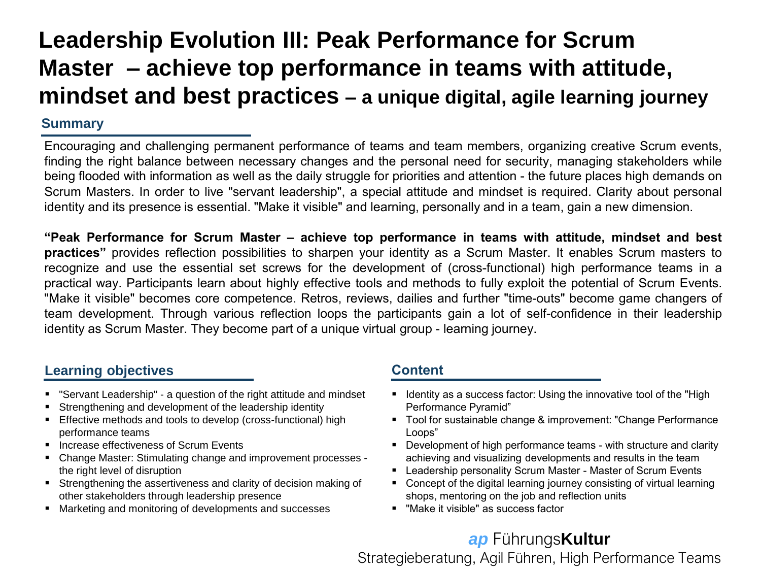# Leadership Evolution III: Peak Performance for Scrum Master – achieve top performance in teams with attitude, mindset and best practices – a unique digital, agile learning journey

## Summary

Encouraging and challenging permanent performance of teams and team members, organizing creative Scrum events, finding the right balance between necessary changes and the personal need for security, managing stakeholders while being flooded with information as well as the daily struggle for priorities and attention - the future places high demands on Scrum Masters. In order to live "servant leadership", a special attitude and mindset is required. Clarity about personal identity and its presence is essential. "Make it visible" and learning, personally and in a team, gain a new dimension.

**"Peak Performance for Scrum Master – achieve top performance in teams with attitude, mindset and best practices"** provides reflection possibilities to sharpen your identity as a Scrum Master. It enables Scrum masters to recognize and use the essential set screws for the development of (cross-functional) high performance teams in a practical way. Participants learn about highly effective tools and methods to fully exploit the potential of Scrum Events. "Make it visible" becomes core competence. Retros, reviews, dailies and further "time-outs" become game changers of team development. Through various reflection loops the participants gain a lot of self-confidence in their leadership identity as Scrum Master. They become part of a unique virtual group - learning journey.

## Learning objectives

- "Servant Leadership" - a question of the right attitude and mindset
- Strengthening and development of the leadership identity
- Effective methods and tools to develop (cross-functional) high performance teams
- Increase effectiveness of Scrum Events
- Change Master: Stimulating change and improvement processes - the right level of disruption
- Strengthening the assertiveness and clarity of decision making of other stakeholders through leadership presence
- Marketing and monitoring of developments and successes

## Content

- Identity as a success factor: Using the innovative tool of the "High Performance Pyramid"
- Tool for sustainable change & improvement: "Change Performance Loops"
- Development of high performance teams - with structure and clarity achieving and visualizing developments and results in the team
- Leadership personality Scrum Master - Master of Scrum Events
- Concept of the digital learning journey consisting of virtual learning shops, mentoring on the job and reflection units
- "Make it visible" as success factor

*ap* Führungs**Kultur**

Strategieberatung, Agil Führen, High Performance Teams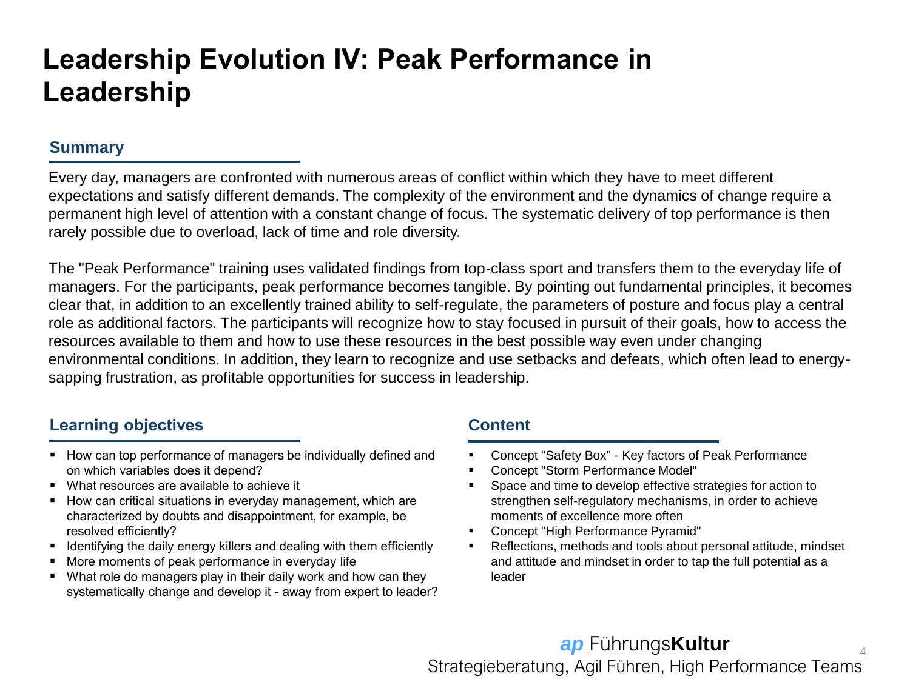# Leadership Evolution IV: Peak Performance in Leadership

## Summary

Every day, managers are confronted with numerous areas of conflict within which they have to meet different expectations and satisfy different demands. The complexity of the environment and the dynamics of change require a permanent high level of attention with a constant change of focus. The systematic delivery of top performance is then rarely possible due to overload, lack of time and role diversity.

The "Peak Performance" training uses validated findings from top-class sport and transfers them to the everyday life of managers. For the participants, peak performance becomes tangible. By pointing out fundamental principles, it becomes clear that, in addition to an excellently trained ability to self-regulate, the parameters of posture and focus play a central role as additional factors. The participants will recognize how to stay focused in pursuit of their goals, how to access the resources available to them and how to use these resources in the best possible way even under changing environmental conditions. In addition, they learn to recognize and use setbacks and defeats, which often lead to energy-sapping frustration, as profitable opportunities for success in leadership.

## Learning objectives

- How can top performance of managers be individually defined and on which variables does it depend?
- What resources are available to achieve it
- How can critical situations in everyday management, which are characterized by doubts and disappointment, for example, be resolved efficiently?
- Identifying the daily energy killers and dealing with them efficiently
- More moments of peak performance in everyday life
- What role do managers play in their daily work and how can they systematically change and develop it - away from expert to leader?

## Content

- Concept "Safety Box" - Key factors of Peak Performance
- Concept "Storm Performance Model"
- Space and time to develop effective strategies for action to strengthen self-regulatory mechanisms, in order to achieve moments of excellence more often
- Concept "High Performance Pyramid"
- Reflections, methods and tools about personal attitude, mindset and attitude and mindset in order to tap the full potential as a leader

*ap* Führungs**Kultur**
Strategieberatung, Agil Führen, High Performance Teams